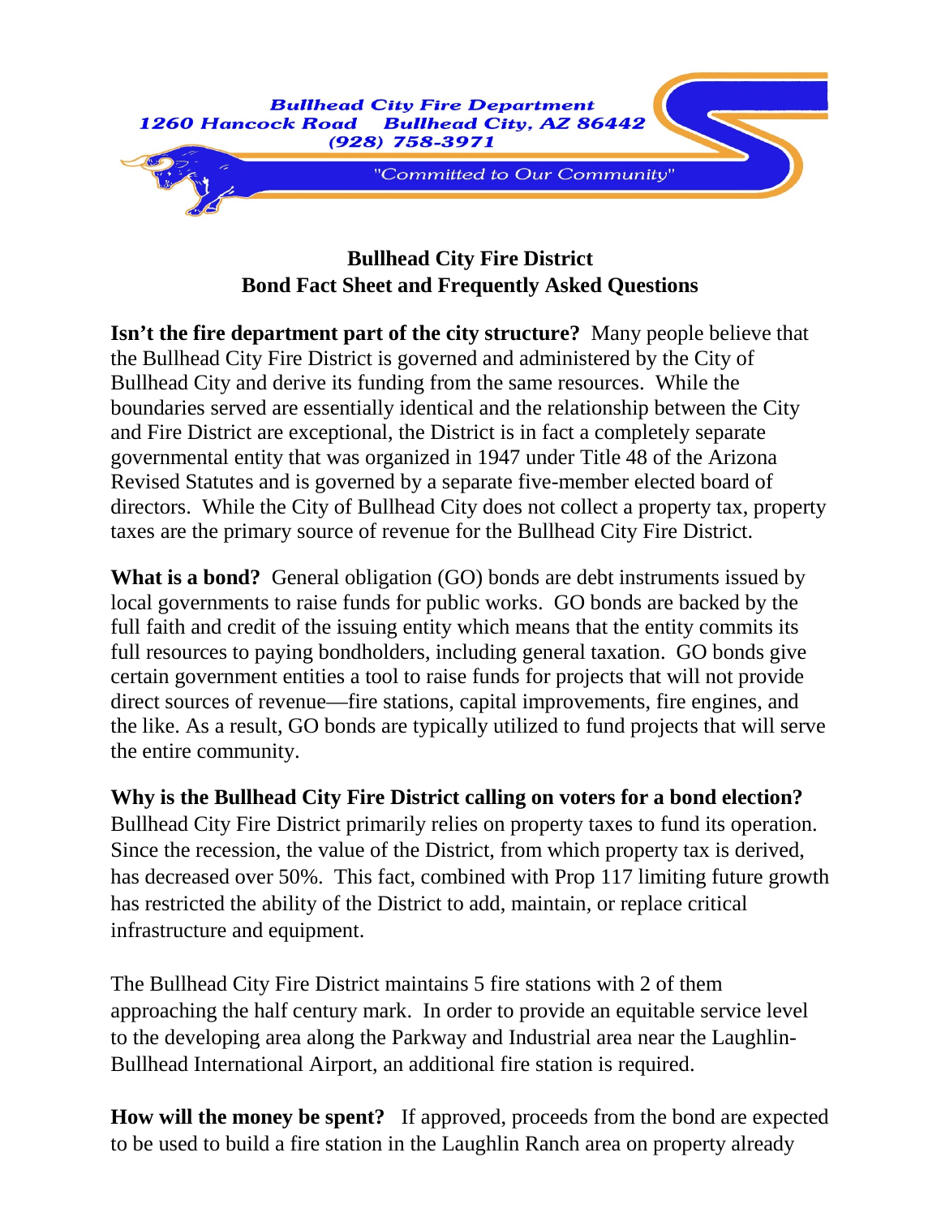Bullhead City Fire Department
1260 Hancock Road Bullhead City, AZ 86442
(928) 758-3971

"Committed to Our Community"

# Bullhead City Fire District
## Bond Fact Sheet and Frequently Asked Questions

**Isn't the fire department part of the city structure?** Many people believe that the Bullhead City Fire District is governed and administered by the City of Bullhead City and derive its funding from the same resources. While the boundaries served are essentially identical and the relationship between the City and Fire District are exceptional, the District is in fact a completely separate governmental entity that was organized in 1947 under Title 48 of the Arizona Revised Statutes and is governed by a separate five-member elected board of directors. While the City of Bullhead City does not collect a property tax, property taxes are the primary source of revenue for the Bullhead City Fire District.

**What is a bond?** General obligation (GO) bonds are debt instruments issued by local governments to raise funds for public works. GO bonds are backed by the full faith and credit of the issuing entity which means that the entity commits its full resources to paying bondholders, including general taxation. GO bonds give certain government entities a tool to raise funds for projects that will not provide direct sources of revenue—fire stations, capital improvements, fire engines, and the like. As a result, GO bonds are typically utilized to fund projects that will serve the entire community.

**Why is the Bullhead City Fire District calling on voters for a bond election?** Bullhead City Fire District primarily relies on property taxes to fund its operation. Since the recession, the value of the District, from which property tax is derived, has decreased over 50%. This fact, combined with Prop 117 limiting future growth has restricted the ability of the District to add, maintain, or replace critical infrastructure and equipment.

The Bullhead City Fire District maintains 5 fire stations with 2 of them approaching the half century mark. In order to provide an equitable service level to the developing area along the Parkway and Industrial area near the Laughlin-Bullhead International Airport, an additional fire station is required.

**How will the money be spent?** If approved, proceeds from the bond are expected to be used to build a fire station in the Laughlin Ranch area on property already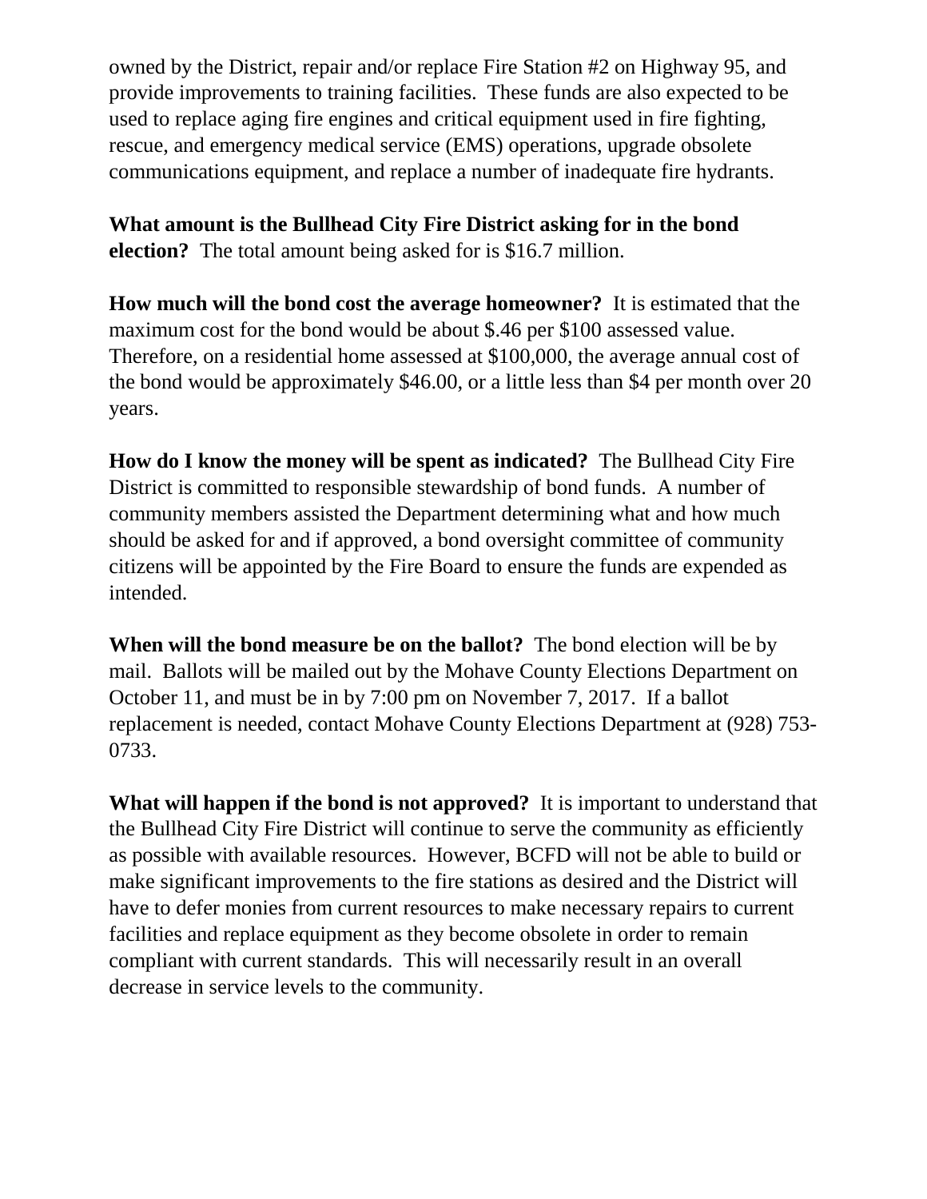owned by the District, repair and/or replace Fire Station #2 on Highway 95, and provide improvements to training facilities. These funds are also expected to be used to replace aging fire engines and critical equipment used in fire fighting, rescue, and emergency medical service (EMS) operations, upgrade obsolete communications equipment, and replace a number of inadequate fire hydrants.

**What amount is the Bullhead City Fire District asking for in the bond election?** The total amount being asked for is $16.7 million.

**How much will the bond cost the average homeowner?** It is estimated that the maximum cost for the bond would be about $.46 per $100 assessed value. Therefore, on a residential home assessed at $100,000, the average annual cost of the bond would be approximately $46.00, or a little less than $4 per month over 20 years.

**How do I know the money will be spent as indicated?** The Bullhead City Fire District is committed to responsible stewardship of bond funds. A number of community members assisted the Department determining what and how much should be asked for and if approved, a bond oversight committee of community citizens will be appointed by the Fire Board to ensure the funds are expended as intended.

**When will the bond measure be on the ballot?** The bond election will be by mail. Ballots will be mailed out by the Mohave County Elections Department on October 11, and must be in by 7:00 pm on November 7, 2017. If a ballot replacement is needed, contact Mohave County Elections Department at (928) 753-0733.

**What will happen if the bond is not approved?** It is important to understand that the Bullhead City Fire District will continue to serve the community as efficiently as possible with available resources. However, BCFD will not be able to build or make significant improvements to the fire stations as desired and the District will have to defer monies from current resources to make necessary repairs to current facilities and replace equipment as they become obsolete in order to remain compliant with current standards. This will necessarily result in an overall decrease in service levels to the community.